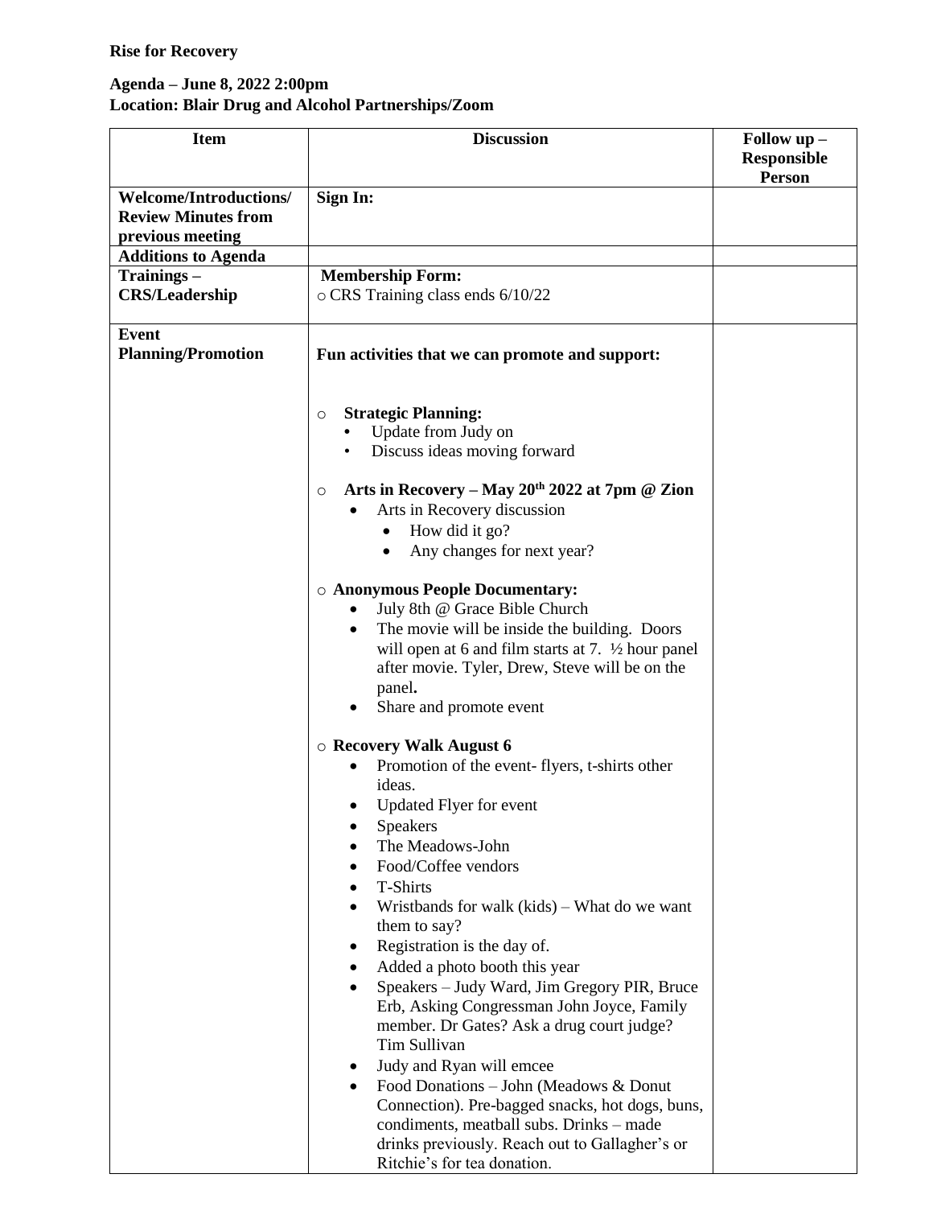**Rise for Recovery**

**Agenda – June 8, 2022 2:00pm**
**Location: Blair Drug and Alcohol Partnerships/Zoom**

| Item | Discussion | Follow up – Responsible Person |
|---|---|---|
| **Welcome/Introductions/ Review Minutes from previous meeting** | **Sign In:** | |
| **Additions to Agenda** | | |
| **Trainings – CRS/Leadership** | **Membership Form:**<br>○ CRS Training class ends 6/10/22 | |
| **Event Planning/Promotion** | **Fun activities that we can promote and support:**<br><br>○ **Strategic Planning:**<br>• Update from Judy on<br>• Discuss ideas moving forward<br><br>○ **Arts in Recovery – May 20th 2022 at 7pm @ Zion**<br>• Arts in Recovery discussion<br>  • How did it go?<br>  • Any changes for next year?<br><br>○ **Anonymous People Documentary:**<br>• July 8th @ Grace Bible Church<br>• The movie will be inside the building. Doors will open at 6 and film starts at 7. ½ hour panel after movie. Tyler, Drew, Steve will be on the panel**.**<br>• Share and promote event<br><br>○ **Recovery Walk August 6**<br>• Promotion of the event- flyers, t-shirts other ideas.<br>• Updated Flyer for event<br>• Speakers<br>• The Meadows-John<br>• Food/Coffee vendors<br>• T-Shirts<br>• Wristbands for walk (kids) – What do we want them to say?<br>• Registration is the day of.<br>• Added a photo booth this year<br>• Speakers – Judy Ward, Jim Gregory PIR, Bruce Erb, Asking Congressman John Joyce, Family member. Dr Gates? Ask a drug court judge? Tim Sullivan<br>• Judy and Ryan will emcee<br>• Food Donations – John (Meadows & Donut Connection). Pre-bagged snacks, hot dogs, buns, condiments, meatball subs. Drinks – made drinks previously. Reach out to Gallagher's or Ritchie's for tea donation. | |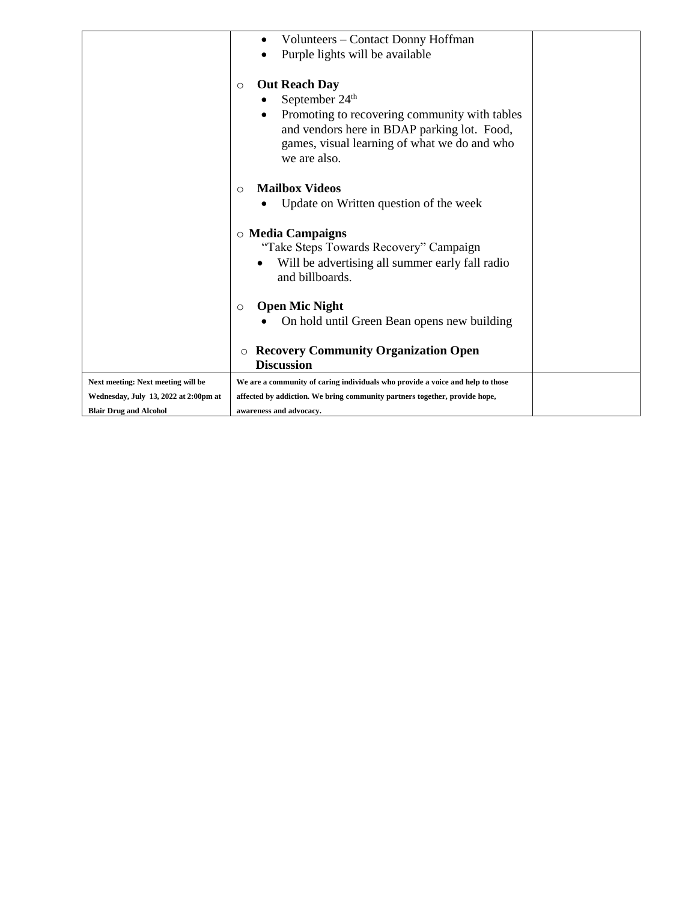| | | |
|---|---|---|
| | • Volunteers – Contact Donny Hoffman<br>• Purple lights will be available<br><br>○ **Out Reach Day**<br>• September 24th<br>• Promoting to recovering community with tables and vendors here in BDAP parking lot. Food, games, visual learning of what we do and who we are also.<br><br>○ **Mailbox Videos**<br>• Update on Written question of the week<br><br>○ **Media Campaigns**<br>"Take Steps Towards Recovery" Campaign<br>• Will be advertising all summer early fall radio and billboards.<br><br>○ **Open Mic Night**<br>• On hold until Green Bean opens new building<br><br>○ **Recovery Community Organization Open Discussion** | |
| **Next meeting: Next meeting will be Wednesday, July 13, 2022 at 2:00pm at Blair Drug and Alcohol** | **We are a community of caring individuals who provide a voice and help to those affected by addiction. We bring community partners together, provide hope, awareness and advocacy.** | |